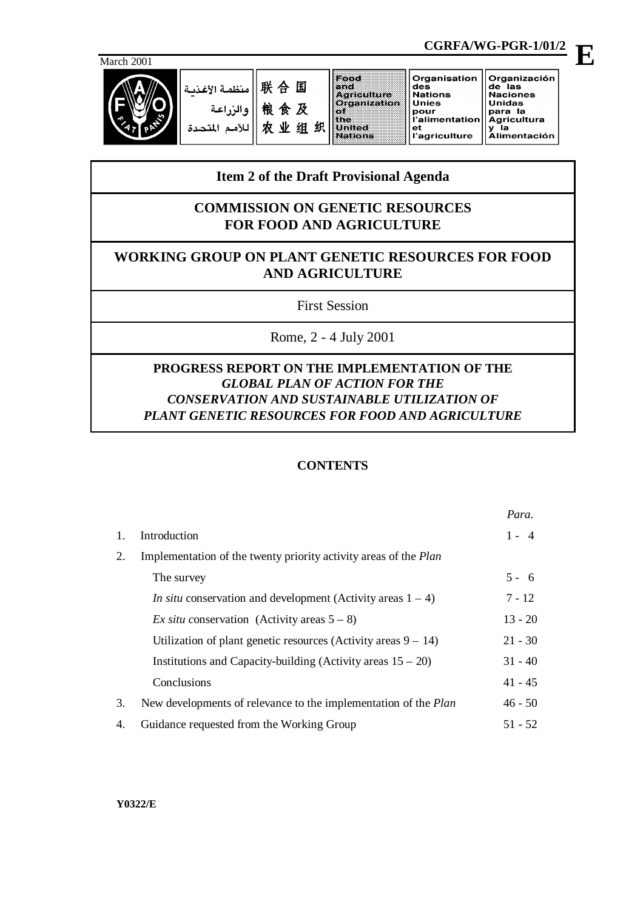CGRFA/WG-PGR-1/01/2

March 2001

منظمة الأغذية والزراعة للأمم المتحدة | 联合国粮食及农业组织 | Food and Agriculture Organization of the United Nations | Organisation des Nations Unies pour l'alimentation et l'agriculture | Organización de las Naciones Unidas para la Agricultura y la Alimentación

**Item 2 of the Draft Provisional Agenda**

# COMMISSION ON GENETIC RESOURCES FOR FOOD AND AGRICULTURE

## WORKING GROUP ON PLANT GENETIC RESOURCES FOR FOOD AND AGRICULTURE

First Session

Rome, 2 - 4 July 2001

## PROGRESS REPORT ON THE IMPLEMENTATION OF THE *GLOBAL PLAN OF ACTION FOR THE CONSERVATION AND SUSTAINABLE UTILIZATION OF PLANT GENETIC RESOURCES FOR FOOD AND AGRICULTURE*

### CONTENTS

| | | *Para.* |
|---|---|---|
| 1. | Introduction | 1 - 4 |
| 2. | Implementation of the twenty priority activity areas of the *Plan* | |
| | The survey | 5 - 6 |
| | *In situ* conservation and development (Activity areas 1 – 4) | 7 - 12 |
| | *Ex situ c*onservation (Activity areas 5 – 8) | 13 - 20 |
| | Utilization of plant genetic resources (Activity areas 9 – 14) | 21 - 30 |
| | Institutions and Capacity-building (Activity areas 15 – 20) | 31 - 40 |
| | Conclusions | 41 - 45 |
| 3. | New developments of relevance to the implementation of the *Plan* | 46 - 50 |
| 4. | Guidance requested from the Working Group | 51 - 52 |

**Y0322/E**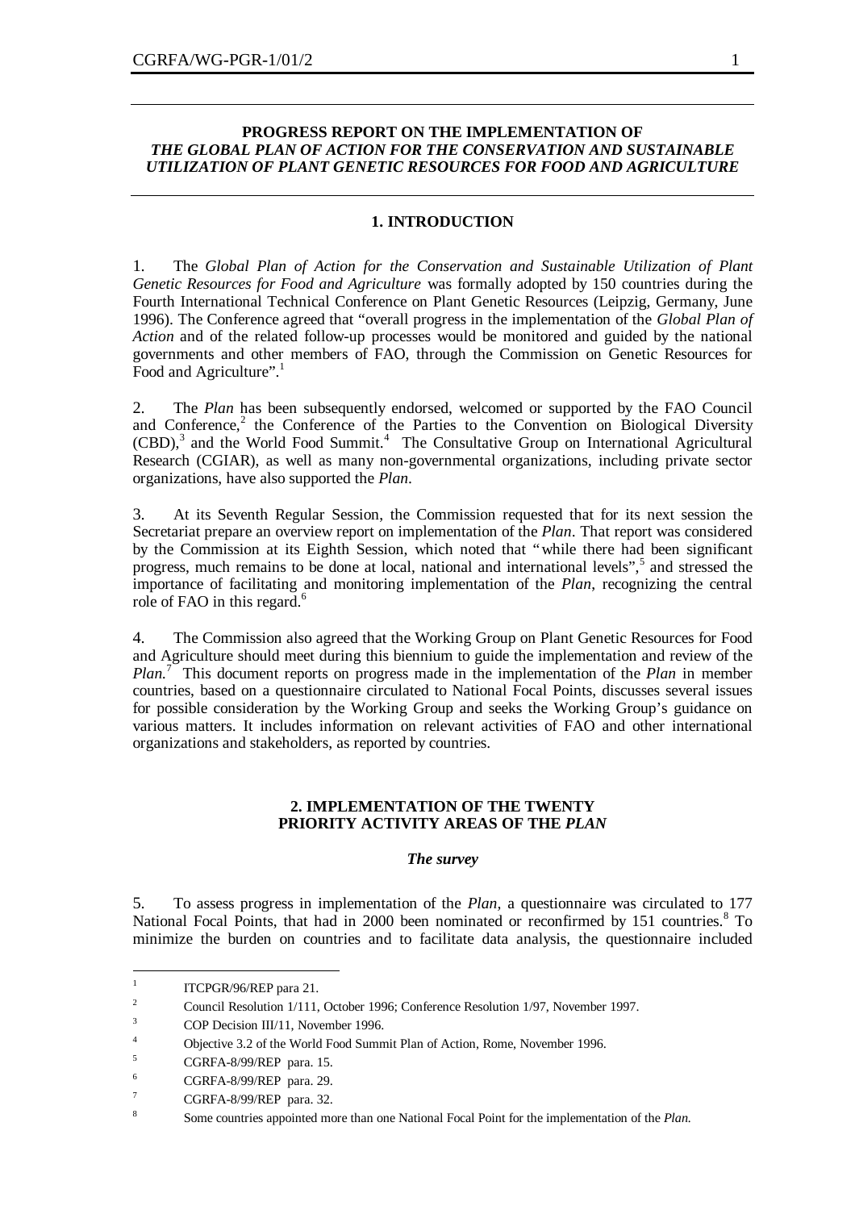**PROGRESS REPORT ON THE IMPLEMENTATION OF**
***THE GLOBAL PLAN OF ACTION FOR THE CONSERVATION AND SUSTAINABLE UTILIZATION OF PLANT GENETIC RESOURCES FOR FOOD AND AGRICULTURE***

## 1. INTRODUCTION

1. The *Global Plan of Action for the Conservation and Sustainable Utilization of Plant Genetic Resources for Food and Agriculture* was formally adopted by 150 countries during the Fourth International Technical Conference on Plant Genetic Resources (Leipzig, Germany, June 1996). The Conference agreed that "overall progress in the implementation of the *Global Plan of Action* and of the related follow-up processes would be monitored and guided by the national governments and other members of FAO, through the Commission on Genetic Resources for Food and Agriculture".[1]

2. The *Plan* has been subsequently endorsed, welcomed or supported by the FAO Council and Conference,[2] the Conference of the Parties to the Convention on Biological Diversity (CBD),[3] and the World Food Summit.[4] The Consultative Group on International Agricultural Research (CGIAR), as well as many non-governmental organizations, including private sector organizations, have also supported the *Plan*.

3. At its Seventh Regular Session, the Commission requested that for its next session the Secretariat prepare an overview report on implementation of the *Plan*. That report was considered by the Commission at its Eighth Session, which noted that "while there had been significant progress, much remains to be done at local, national and international levels",[5] and stressed the importance of facilitating and monitoring implementation of the *Plan*, recognizing the central role of FAO in this regard.[6]

4. The Commission also agreed that the Working Group on Plant Genetic Resources for Food and Agriculture should meet during this biennium to guide the implementation and review of the *Plan*.[7] This document reports on progress made in the implementation of the *Plan* in member countries, based on a questionnaire circulated to National Focal Points, discusses several issues for possible consideration by the Working Group and seeks the Working Group's guidance on various matters. It includes information on relevant activities of FAO and other international organizations and stakeholders, as reported by countries.

## 2. IMPLEMENTATION OF THE TWENTY PRIORITY ACTIVITY AREAS OF THE *PLAN*

### *The survey*

5. To assess progress in implementation of the *Plan*, a questionnaire was circulated to 177 National Focal Points, that had in 2000 been nominated or reconfirmed by 151 countries.[8] To minimize the burden on countries and to facilitate data analysis, the questionnaire included

---

[1] ITCPGR/96/REP para 21.

[2] Council Resolution 1/111, October 1996; Conference Resolution 1/97, November 1997.

[3] COP Decision III/11, November 1996.

[4] Objective 3.2 of the World Food Summit Plan of Action, Rome, November 1996.

[5] CGRFA-8/99/REP para. 15.

[6] CGRFA-8/99/REP para. 29.

[7] CGRFA-8/99/REP para. 32.

[8] Some countries appointed more than one National Focal Point for the implementation of the *Plan*.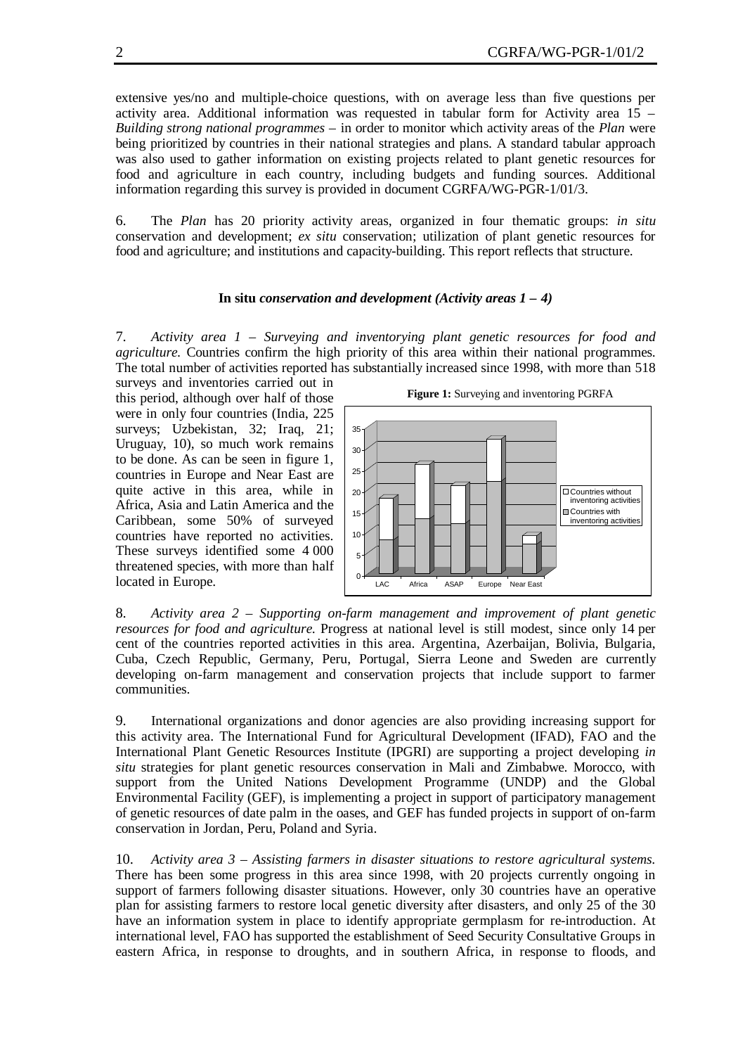extensive yes/no and multiple-choice questions, with on average less than five questions per activity area. Additional information was requested in tabular form for Activity area 15 – *Building strong national programmes* – in order to monitor which activity areas of the *Plan* were being prioritized by countries in their national strategies and plans. A standard tabular approach was also used to gather information on existing projects related to plant genetic resources for food and agriculture in each country, including budgets and funding sources. Additional information regarding this survey is provided in document CGRFA/WG-PGR-1/01/3.

6. The *Plan* has 20 priority activity areas, organized in four thematic groups: *in situ* conservation and development; *ex situ* conservation; utilization of plant genetic resources for food and agriculture; and institutions and capacity-building. This report reflects that structure.

### In situ *conservation and development (Activity areas 1 – 4)*

7. *Activity area 1 – Surveying and inventorying plant genetic resources for food and agriculture.* Countries confirm the high priority of this area within their national programmes. The total number of activities reported has substantially increased since 1998, with more than 518 surveys and inventories carried out in this period, although over half of those were in only four countries (India, 225 surveys; Uzbekistan, 32; Iraq, 21; Uruguay, 10), so much work remains to be done. As can be seen in figure 1, countries in Europe and Near East are quite active in this area, while in Africa, Asia and Latin America and the Caribbean, some 50% of surveyed countries have reported no activities. These surveys identified some 4 000 threatened species, with more than half located in Europe.

**Figure 1:** Surveying and inventoring PGRFA

8. *Activity area 2 – Supporting on-farm management and improvement of plant genetic resources for food and agriculture.* Progress at national level is still modest, since only 14 per cent of the countries reported activities in this area. Argentina, Azerbaijan, Bolivia, Bulgaria, Cuba, Czech Republic, Germany, Peru, Portugal, Sierra Leone and Sweden are currently developing on-farm management and conservation projects that include support to farmer communities.

9. International organizations and donor agencies are also providing increasing support for this activity area. The International Fund for Agricultural Development (IFAD), FAO and the International Plant Genetic Resources Institute (IPGRI) are supporting a project developing *in situ* strategies for plant genetic resources conservation in Mali and Zimbabwe. Morocco, with support from the United Nations Development Programme (UNDP) and the Global Environmental Facility (GEF), is implementing a project in support of participatory management of genetic resources of date palm in the oases, and GEF has funded projects in support of on-farm conservation in Jordan, Peru, Poland and Syria.

10. *Activity area 3 – Assisting farmers in disaster situations to restore agricultural systems.* There has been some progress in this area since 1998, with 20 projects currently ongoing in support of farmers following disaster situations. However, only 30 countries have an operative plan for assisting farmers to restore local genetic diversity after disasters, and only 25 of the 30 have an information system in place to identify appropriate germplasm for re-introduction. At international level, FAO has supported the establishment of Seed Security Consultative Groups in eastern Africa, in response to droughts, and in southern Africa, in response to floods, and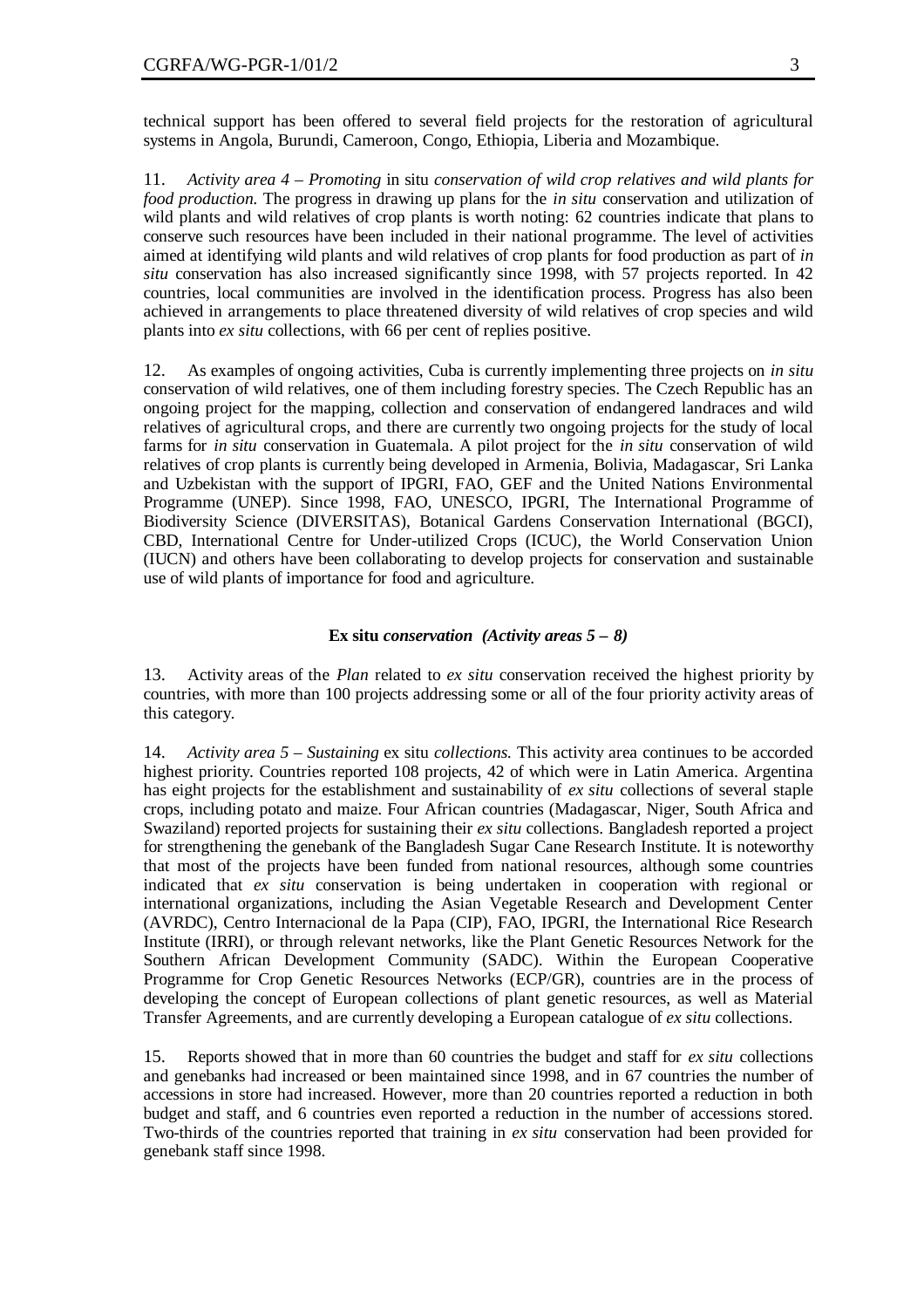technical support has been offered to several field projects for the restoration of agricultural systems in Angola, Burundi, Cameroon, Congo, Ethiopia, Liberia and Mozambique.

11. *Activity area 4 – Promoting* in situ *conservation of wild crop relatives and wild plants for food production.* The progress in drawing up plans for the *in situ* conservation and utilization of wild plants and wild relatives of crop plants is worth noting: 62 countries indicate that plans to conserve such resources have been included in their national programme. The level of activities aimed at identifying wild plants and wild relatives of crop plants for food production as part of *in situ* conservation has also increased significantly since 1998, with 57 projects reported. In 42 countries, local communities are involved in the identification process. Progress has also been achieved in arrangements to place threatened diversity of wild relatives of crop species and wild plants into *ex situ* collections, with 66 per cent of replies positive.

12. As examples of ongoing activities, Cuba is currently implementing three projects on *in situ* conservation of wild relatives, one of them including forestry species. The Czech Republic has an ongoing project for the mapping, collection and conservation of endangered landraces and wild relatives of agricultural crops, and there are currently two ongoing projects for the study of local farms for *in situ* conservation in Guatemala. A pilot project for the *in situ* conservation of wild relatives of crop plants is currently being developed in Armenia, Bolivia, Madagascar, Sri Lanka and Uzbekistan with the support of IPGRI, FAO, GEF and the United Nations Environmental Programme (UNEP). Since 1998, FAO, UNESCO, IPGRI, The International Programme of Biodiversity Science (DIVERSITAS), Botanical Gardens Conservation International (BGCI), CBD, International Centre for Under-utilized Crops (ICUC), the World Conservation Union (IUCN) and others have been collaborating to develop projects for conservation and sustainable use of wild plants of importance for food and agriculture.

### **Ex situ** *conservation (Activity areas 5 – 8)*

13. Activity areas of the *Plan* related to *ex situ* conservation received the highest priority by countries, with more than 100 projects addressing some or all of the four priority activity areas of this category.

14. *Activity area 5 – Sustaining* ex situ *collections.* This activity area continues to be accorded highest priority. Countries reported 108 projects, 42 of which were in Latin America. Argentina has eight projects for the establishment and sustainability of *ex situ* collections of several staple crops, including potato and maize. Four African countries (Madagascar, Niger, South Africa and Swaziland) reported projects for sustaining their *ex situ* collections. Bangladesh reported a project for strengthening the genebank of the Bangladesh Sugar Cane Research Institute. It is noteworthy that most of the projects have been funded from national resources, although some countries indicated that *ex situ* conservation is being undertaken in cooperation with regional or international organizations, including the Asian Vegetable Research and Development Center (AVRDC), Centro Internacional de la Papa (CIP), FAO, IPGRI, the International Rice Research Institute (IRRI), or through relevant networks, like the Plant Genetic Resources Network for the Southern African Development Community (SADC). Within the European Cooperative Programme for Crop Genetic Resources Networks (ECP/GR), countries are in the process of developing the concept of European collections of plant genetic resources, as well as Material Transfer Agreements, and are currently developing a European catalogue of *ex situ* collections.

15. Reports showed that in more than 60 countries the budget and staff for *ex situ* collections and genebanks had increased or been maintained since 1998, and in 67 countries the number of accessions in store had increased. However, more than 20 countries reported a reduction in both budget and staff, and 6 countries even reported a reduction in the number of accessions stored. Two-thirds of the countries reported that training in *ex situ* conservation had been provided for genebank staff since 1998.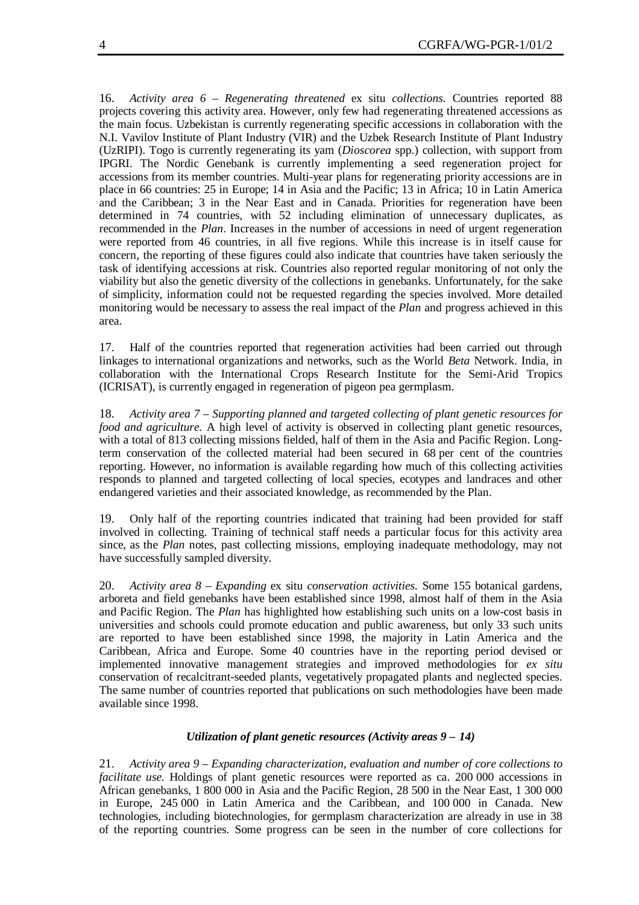16. *Activity area 6 – Regenerating threatened* ex situ *collections.* Countries reported 88 projects covering this activity area. However, only few had regenerating threatened accessions as the main focus. Uzbekistan is currently regenerating specific accessions in collaboration with the N.I. Vavilov Institute of Plant Industry (VIR) and the Uzbek Research Institute of Plant Industry (UzRIPI). Togo is currently regenerating its yam (*Dioscorea* spp.) collection, with support from IPGRI. The Nordic Genebank is currently implementing a seed regeneration project for accessions from its member countries. Multi-year plans for regenerating priority accessions are in place in 66 countries: 25 in Europe; 14 in Asia and the Pacific; 13 in Africa; 10 in Latin America and the Caribbean; 3 in the Near East and in Canada. Priorities for regeneration have been determined in 74 countries, with 52 including elimination of unnecessary duplicates, as recommended in the *Plan*. Increases in the number of accessions in need of urgent regeneration were reported from 46 countries, in all five regions. While this increase is in itself cause for concern, the reporting of these figures could also indicate that countries have taken seriously the task of identifying accessions at risk. Countries also reported regular monitoring of not only the viability but also the genetic diversity of the collections in genebanks. Unfortunately, for the sake of simplicity, information could not be requested regarding the species involved. More detailed monitoring would be necessary to assess the real impact of the *Plan* and progress achieved in this area.

17. Half of the countries reported that regeneration activities had been carried out through linkages to international organizations and networks, such as the World *Beta* Network. India, in collaboration with the International Crops Research Institute for the Semi-Arid Tropics (ICRISAT), is currently engaged in regeneration of pigeon pea germplasm.

18. *Activity area 7 – Supporting planned and targeted collecting of plant genetic resources for food and agriculture.* A high level of activity is observed in collecting plant genetic resources, with a total of 813 collecting missions fielded, half of them in the Asia and Pacific Region. Long-term conservation of the collected material had been secured in 68 per cent of the countries reporting. However, no information is available regarding how much of this collecting activities responds to planned and targeted collecting of local species, ecotypes and landraces and other endangered varieties and their associated knowledge, as recommended by the Plan.

19. Only half of the reporting countries indicated that training had been provided for staff involved in collecting. Training of technical staff needs a particular focus for this activity area since, as the *Plan* notes, past collecting missions, employing inadequate methodology, may not have successfully sampled diversity.

20. *Activity area 8 – Expanding* ex situ *conservation activities.* Some 155 botanical gardens, arboreta and field genebanks have been established since 1998, almost half of them in the Asia and Pacific Region. The *Plan* has highlighted how establishing such units on a low-cost basis in universities and schools could promote education and public awareness, but only 33 such units are reported to have been established since 1998, the majority in Latin America and the Caribbean, Africa and Europe. Some 40 countries have in the reporting period devised or implemented innovative management strategies and improved methodologies for *ex situ* conservation of recalcitrant-seeded plants, vegetatively propagated plants and neglected species. The same number of countries reported that publications on such methodologies have been made available since 1998.

### ***Utilization of plant genetic resources (Activity areas 9 – 14)***

21. *Activity area 9 – Expanding characterization, evaluation and number of core collections to facilitate use.* Holdings of plant genetic resources were reported as ca. 200 000 accessions in African genebanks, 1 800 000 in Asia and the Pacific Region, 28 500 in the Near East, 1 300 000 in Europe, 245 000 in Latin America and the Caribbean, and 100 000 in Canada. New technologies, including biotechnologies, for germplasm characterization are already in use in 38 of the reporting countries. Some progress can be seen in the number of core collections for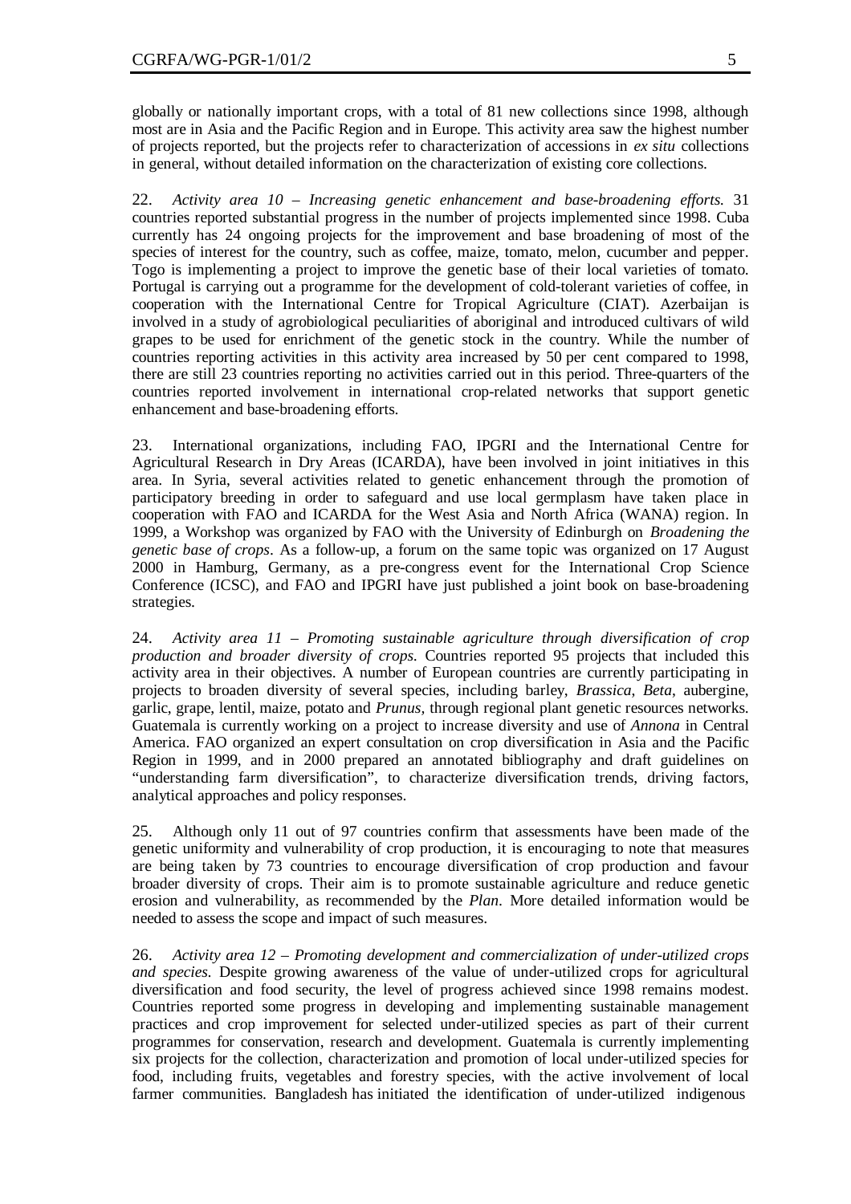globally or nationally important crops, with a total of 81 new collections since 1998, although most are in Asia and the Pacific Region and in Europe. This activity area saw the highest number of projects reported, but the projects refer to characterization of accessions in *ex situ* collections in general, without detailed information on the characterization of existing core collections.

22. *Activity area 10 – Increasing genetic enhancement and base-broadening efforts.* 31 countries reported substantial progress in the number of projects implemented since 1998. Cuba currently has 24 ongoing projects for the improvement and base broadening of most of the species of interest for the country, such as coffee, maize, tomato, melon, cucumber and pepper. Togo is implementing a project to improve the genetic base of their local varieties of tomato. Portugal is carrying out a programme for the development of cold-tolerant varieties of coffee, in cooperation with the International Centre for Tropical Agriculture (CIAT). Azerbaijan is involved in a study of agrobiological peculiarities of aboriginal and introduced cultivars of wild grapes to be used for enrichment of the genetic stock in the country. While the number of countries reporting activities in this activity area increased by 50 per cent compared to 1998, there are still 23 countries reporting no activities carried out in this period. Three-quarters of the countries reported involvement in international crop-related networks that support genetic enhancement and base-broadening efforts.

23. International organizations, including FAO, IPGRI and the International Centre for Agricultural Research in Dry Areas (ICARDA), have been involved in joint initiatives in this area. In Syria, several activities related to genetic enhancement through the promotion of participatory breeding in order to safeguard and use local germplasm have taken place in cooperation with FAO and ICARDA for the West Asia and North Africa (WANA) region. In 1999, a Workshop was organized by FAO with the University of Edinburgh on *Broadening the genetic base of crops*. As a follow-up, a forum on the same topic was organized on 17 August 2000 in Hamburg, Germany, as a pre-congress event for the International Crop Science Conference (ICSC), and FAO and IPGRI have just published a joint book on base-broadening strategies.

24. *Activity area 11 – Promoting sustainable agriculture through diversification of crop production and broader diversity of crops.* Countries reported 95 projects that included this activity area in their objectives. A number of European countries are currently participating in projects to broaden diversity of several species, including barley, *Brassica*, *Beta*, aubergine, garlic, grape, lentil, maize, potato and *Prunus,* through regional plant genetic resources networks. Guatemala is currently working on a project to increase diversity and use of *Annona* in Central America. FAO organized an expert consultation on crop diversification in Asia and the Pacific Region in 1999, and in 2000 prepared an annotated bibliography and draft guidelines on "understanding farm diversification", to characterize diversification trends, driving factors, analytical approaches and policy responses.

25. Although only 11 out of 97 countries confirm that assessments have been made of the genetic uniformity and vulnerability of crop production, it is encouraging to note that measures are being taken by 73 countries to encourage diversification of crop production and favour broader diversity of crops. Their aim is to promote sustainable agriculture and reduce genetic erosion and vulnerability, as recommended by the *Plan*. More detailed information would be needed to assess the scope and impact of such measures.

26. *Activity area 12 – Promoting development and commercialization of under-utilized crops and species.* Despite growing awareness of the value of under-utilized crops for agricultural diversification and food security, the level of progress achieved since 1998 remains modest. Countries reported some progress in developing and implementing sustainable management practices and crop improvement for selected under-utilized species as part of their current programmes for conservation, research and development. Guatemala is currently implementing six projects for the collection, characterization and promotion of local under-utilized species for food, including fruits, vegetables and forestry species, with the active involvement of local farmer communities. Bangladesh has initiated the identification of under-utilized indigenous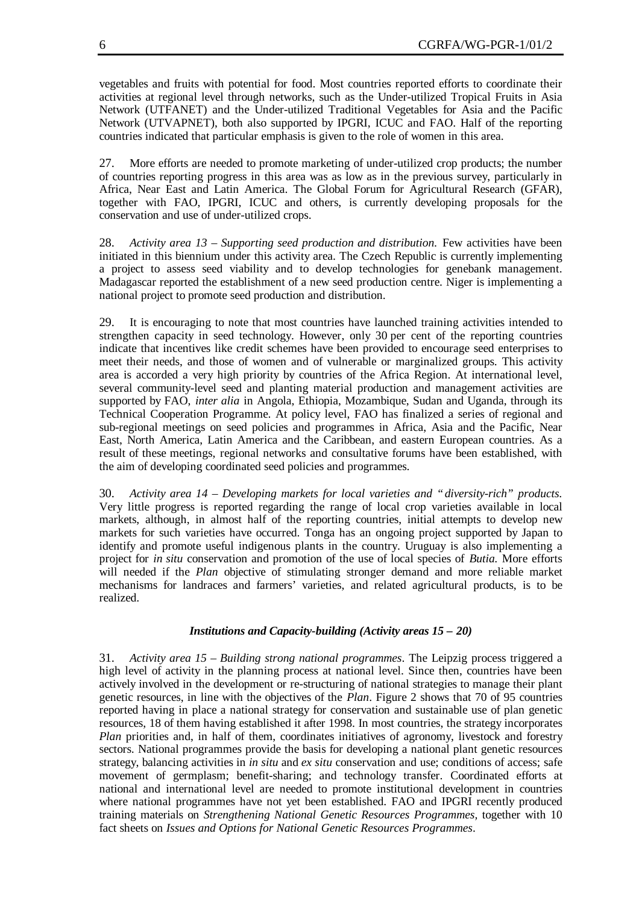vegetables and fruits with potential for food. Most countries reported efforts to coordinate their activities at regional level through networks, such as the Under-utilized Tropical Fruits in Asia Network (UTFANET) and the Under-utilized Traditional Vegetables for Asia and the Pacific Network (UTVAPNET), both also supported by IPGRI, ICUC and FAO. Half of the reporting countries indicated that particular emphasis is given to the role of women in this area.

27. More efforts are needed to promote marketing of under-utilized crop products; the number of countries reporting progress in this area was as low as in the previous survey, particularly in Africa, Near East and Latin America. The Global Forum for Agricultural Research (GFAR), together with FAO, IPGRI, ICUC and others, is currently developing proposals for the conservation and use of under-utilized crops.

28. *Activity area 13 – Supporting seed production and distribution.* Few activities have been initiated in this biennium under this activity area. The Czech Republic is currently implementing a project to assess seed viability and to develop technologies for genebank management. Madagascar reported the establishment of a new seed production centre. Niger is implementing a national project to promote seed production and distribution.

29. It is encouraging to note that most countries have launched training activities intended to strengthen capacity in seed technology. However, only 30 per cent of the reporting countries indicate that incentives like credit schemes have been provided to encourage seed enterprises to meet their needs, and those of women and of vulnerable or marginalized groups. This activity area is accorded a very high priority by countries of the Africa Region. At international level, several community-level seed and planting material production and management activities are supported by FAO, *inter alia* in Angola, Ethiopia, Mozambique, Sudan and Uganda, through its Technical Cooperation Programme. At policy level, FAO has finalized a series of regional and sub-regional meetings on seed policies and programmes in Africa, Asia and the Pacific, Near East, North America, Latin America and the Caribbean, and eastern European countries. As a result of these meetings, regional networks and consultative forums have been established, with the aim of developing coordinated seed policies and programmes.

30. *Activity area 14 – Developing markets for local varieties and "diversity-rich" products.* Very little progress is reported regarding the range of local crop varieties available in local markets, although, in almost half of the reporting countries, initial attempts to develop new markets for such varieties have occurred. Tonga has an ongoing project supported by Japan to identify and promote useful indigenous plants in the country. Uruguay is also implementing a project for *in situ* conservation and promotion of the use of local species of *Butia.* More efforts will needed if the *Plan* objective of stimulating stronger demand and more reliable market mechanisms for landraces and farmers' varieties, and related agricultural products, is to be realized.

### *Institutions and Capacity-building (Activity areas 15 – 20)*

31. *Activity area 15 – Building strong national programmes*. The Leipzig process triggered a high level of activity in the planning process at national level. Since then, countries have been actively involved in the development or re-structuring of national strategies to manage their plant genetic resources, in line with the objectives of the *Plan*. Figure 2 shows that 70 of 95 countries reported having in place a national strategy for conservation and sustainable use of plan genetic resources, 18 of them having established it after 1998. In most countries, the strategy incorporates *Plan* priorities and, in half of them, coordinates initiatives of agronomy, livestock and forestry sectors. National programmes provide the basis for developing a national plant genetic resources strategy, balancing activities in *in situ* and *ex situ* conservation and use; conditions of access; safe movement of germplasm; benefit-sharing; and technology transfer. Coordinated efforts at national and international level are needed to promote institutional development in countries where national programmes have not yet been established. FAO and IPGRI recently produced training materials on *Strengthening National Genetic Resources Programmes,* together with 10 fact sheets on *Issues and Options for National Genetic Resources Programmes*.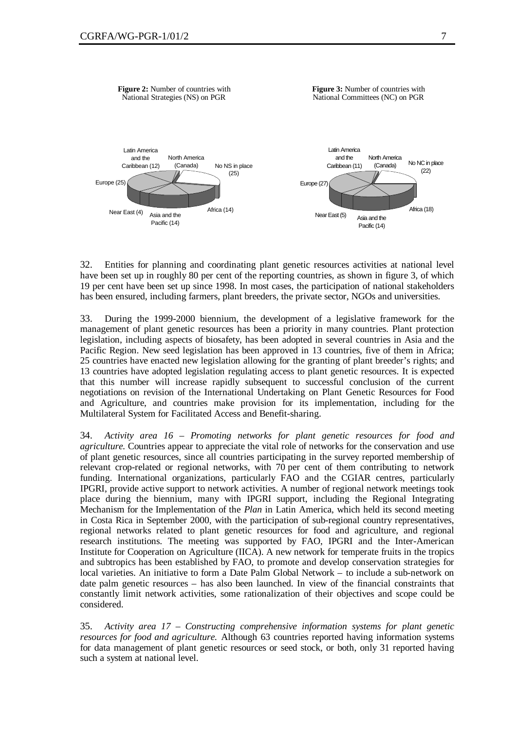**Figure 2:** Number of countries with National Strategies (NS) on PGR

Latin America and the Caribbean (12)
North America (Canada)
No NS in place (25)
Europe (25)
Africa (14)
Near East (4)
Asia and the Pacific (14)

**Figure 3:** Number of countries with National Committees (NC) on PGR

Latin America and the Caribbean (11)
North America (Canada)
No NC in place (22)
Europe (27)
Africa (18)
Near East (5)
Asia and the Pacific (14)

32. Entities for planning and coordinating plant genetic resources activities at national level have been set up in roughly 80 per cent of the reporting countries, as shown in figure 3, of which 19 per cent have been set up since 1998. In most cases, the participation of national stakeholders has been ensured, including farmers, plant breeders, the private sector, NGOs and universities.

33. During the 1999-2000 biennium, the development of a legislative framework for the management of plant genetic resources has been a priority in many countries. Plant protection legislation, including aspects of biosafety, has been adopted in several countries in Asia and the Pacific Region. New seed legislation has been approved in 13 countries, five of them in Africa; 25 countries have enacted new legislation allowing for the granting of plant breeder's rights; and 13 countries have adopted legislation regulating access to plant genetic resources. It is expected that this number will increase rapidly subsequent to successful conclusion of the current negotiations on revision of the International Undertaking on Plant Genetic Resources for Food and Agriculture, and countries make provision for its implementation, including for the Multilateral System for Facilitated Access and Benefit-sharing.

34. *Activity area 16 – Promoting networks for plant genetic resources for food and agriculture.* Countries appear to appreciate the vital role of networks for the conservation and use of plant genetic resources, since all countries participating in the survey reported membership of relevant crop-related or regional networks, with 70 per cent of them contributing to network funding. International organizations, particularly FAO and the CGIAR centres, particularly IPGRI, provide active support to network activities. A number of regional network meetings took place during the biennium, many with IPGRI support, including the Regional Integrating Mechanism for the Implementation of the *Plan* in Latin America, which held its second meeting in Costa Rica in September 2000, with the participation of sub-regional country representatives, regional networks related to plant genetic resources for food and agriculture, and regional research institutions. The meeting was supported by FAO, IPGRI and the Inter-American Institute for Cooperation on Agriculture (IICA). A new network for temperate fruits in the tropics and subtropics has been established by FAO, to promote and develop conservation strategies for local varieties. An initiative to form a Date Palm Global Network – to include a sub-network on date palm genetic resources – has also been launched. In view of the financial constraints that constantly limit network activities, some rationalization of their objectives and scope could be considered.

35. *Activity area 17 – Constructing comprehensive information systems for plant genetic resources for food and agriculture.* Although 63 countries reported having information systems for data management of plant genetic resources or seed stock, or both, only 31 reported having such a system at national level.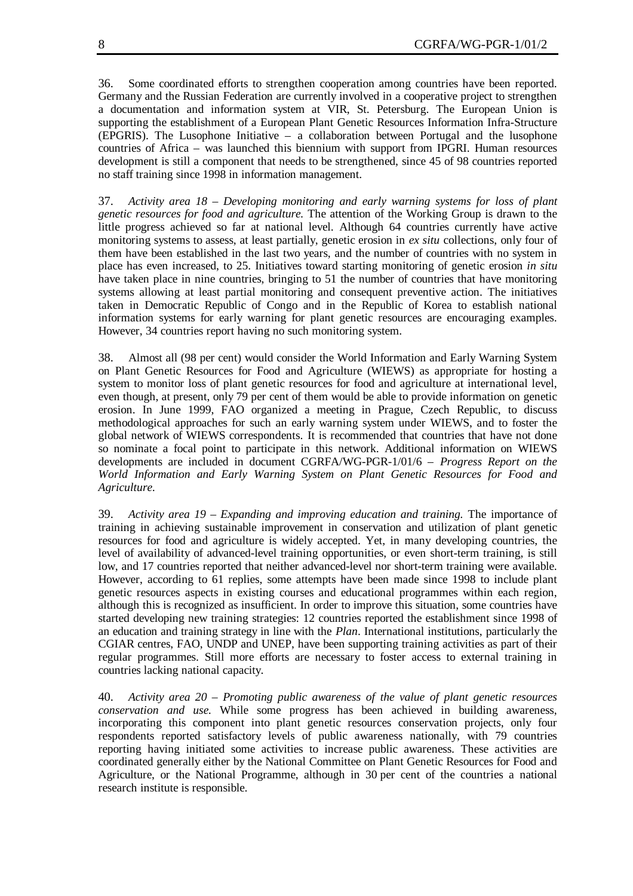36. Some coordinated efforts to strengthen cooperation among countries have been reported. Germany and the Russian Federation are currently involved in a cooperative project to strengthen a documentation and information system at VIR, St. Petersburg. The European Union is supporting the establishment of a European Plant Genetic Resources Information Infra-Structure (EPGRIS). The Lusophone Initiative – a collaboration between Portugal and the lusophone countries of Africa – was launched this biennium with support from IPGRI. Human resources development is still a component that needs to be strengthened, since 45 of 98 countries reported no staff training since 1998 in information management.

37. *Activity area 18 – Developing monitoring and early warning systems for loss of plant genetic resources for food and agriculture.* The attention of the Working Group is drawn to the little progress achieved so far at national level. Although 64 countries currently have active monitoring systems to assess, at least partially, genetic erosion in *ex situ* collections, only four of them have been established in the last two years, and the number of countries with no system in place has even increased, to 25. Initiatives toward starting monitoring of genetic erosion *in situ* have taken place in nine countries, bringing to 51 the number of countries that have monitoring systems allowing at least partial monitoring and consequent preventive action. The initiatives taken in Democratic Republic of Congo and in the Republic of Korea to establish national information systems for early warning for plant genetic resources are encouraging examples. However, 34 countries report having no such monitoring system.

38. Almost all (98 per cent) would consider the World Information and Early Warning System on Plant Genetic Resources for Food and Agriculture (WIEWS) as appropriate for hosting a system to monitor loss of plant genetic resources for food and agriculture at international level, even though, at present, only 79 per cent of them would be able to provide information on genetic erosion. In June 1999, FAO organized a meeting in Prague, Czech Republic, to discuss methodological approaches for such an early warning system under WIEWS, and to foster the global network of WIEWS correspondents. It is recommended that countries that have not done so nominate a focal point to participate in this network. Additional information on WIEWS developments are included in document CGRFA/WG-PGR-1/01/6 – *Progress Report on the World Information and Early Warning System on Plant Genetic Resources for Food and Agriculture.*

39. *Activity area 19 – Expanding and improving education and training.* The importance of training in achieving sustainable improvement in conservation and utilization of plant genetic resources for food and agriculture is widely accepted. Yet, in many developing countries, the level of availability of advanced-level training opportunities, or even short-term training, is still low, and 17 countries reported that neither advanced-level nor short-term training were available. However, according to 61 replies, some attempts have been made since 1998 to include plant genetic resources aspects in existing courses and educational programmes within each region, although this is recognized as insufficient. In order to improve this situation, some countries have started developing new training strategies: 12 countries reported the establishment since 1998 of an education and training strategy in line with the *Plan*. International institutions, particularly the CGIAR centres, FAO, UNDP and UNEP, have been supporting training activities as part of their regular programmes. Still more efforts are necessary to foster access to external training in countries lacking national capacity.

40. *Activity area 20 – Promoting public awareness of the value of plant genetic resources conservation and use.* While some progress has been achieved in building awareness, incorporating this component into plant genetic resources conservation projects, only four respondents reported satisfactory levels of public awareness nationally, with 79 countries reporting having initiated some activities to increase public awareness. These activities are coordinated generally either by the National Committee on Plant Genetic Resources for Food and Agriculture, or the National Programme, although in 30 per cent of the countries a national research institute is responsible.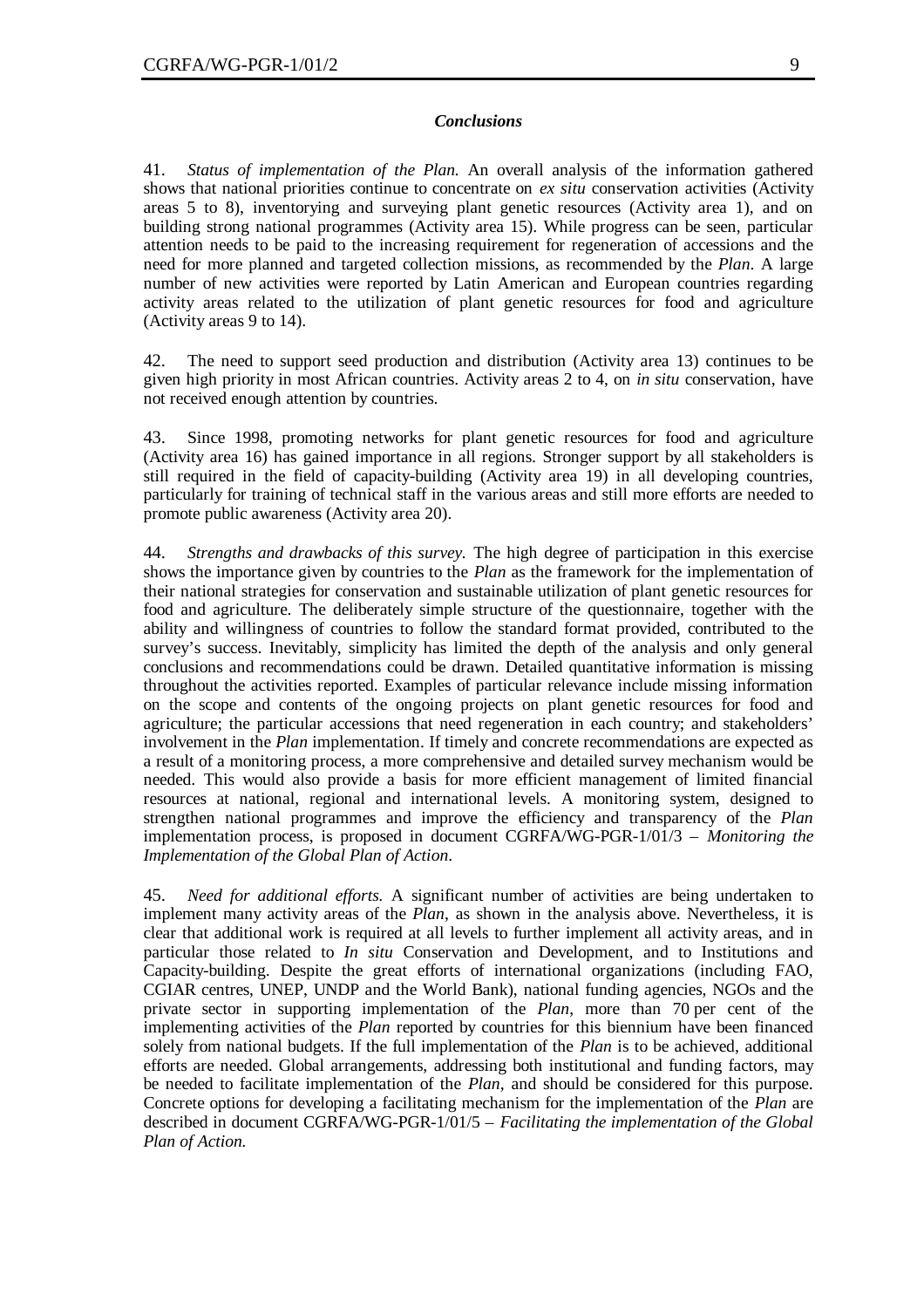### *Conclusions*

41. *Status of implementation of the Plan.* An overall analysis of the information gathered shows that national priorities continue to concentrate on *ex situ* conservation activities (Activity areas 5 to 8), inventorying and surveying plant genetic resources (Activity area 1), and on building strong national programmes (Activity area 15). While progress can be seen, particular attention needs to be paid to the increasing requirement for regeneration of accessions and the need for more planned and targeted collection missions, as recommended by the *Plan*. A large number of new activities were reported by Latin American and European countries regarding activity areas related to the utilization of plant genetic resources for food and agriculture (Activity areas 9 to 14).

42. The need to support seed production and distribution (Activity area 13) continues to be given high priority in most African countries. Activity areas 2 to 4, on *in situ* conservation, have not received enough attention by countries.

43. Since 1998, promoting networks for plant genetic resources for food and agriculture (Activity area 16) has gained importance in all regions. Stronger support by all stakeholders is still required in the field of capacity-building (Activity area 19) in all developing countries, particularly for training of technical staff in the various areas and still more efforts are needed to promote public awareness (Activity area 20).

44. *Strengths and drawbacks of this survey.* The high degree of participation in this exercise shows the importance given by countries to the *Plan* as the framework for the implementation of their national strategies for conservation and sustainable utilization of plant genetic resources for food and agriculture. The deliberately simple structure of the questionnaire, together with the ability and willingness of countries to follow the standard format provided, contributed to the survey's success. Inevitably, simplicity has limited the depth of the analysis and only general conclusions and recommendations could be drawn. Detailed quantitative information is missing throughout the activities reported. Examples of particular relevance include missing information on the scope and contents of the ongoing projects on plant genetic resources for food and agriculture; the particular accessions that need regeneration in each country; and stakeholders' involvement in the *Plan* implementation. If timely and concrete recommendations are expected as a result of a monitoring process, a more comprehensive and detailed survey mechanism would be needed. This would also provide a basis for more efficient management of limited financial resources at national, regional and international levels. A monitoring system, designed to strengthen national programmes and improve the efficiency and transparency of the *Plan* implementation process, is proposed in document CGRFA/WG-PGR-1/01/3 – *Monitoring the Implementation of the Global Plan of Action*.

45. *Need for additional efforts.* A significant number of activities are being undertaken to implement many activity areas of the *Plan*, as shown in the analysis above. Nevertheless, it is clear that additional work is required at all levels to further implement all activity areas, and in particular those related to *In situ* Conservation and Development, and to Institutions and Capacity-building. Despite the great efforts of international organizations (including FAO, CGIAR centres, UNEP, UNDP and the World Bank), national funding agencies, NGOs and the private sector in supporting implementation of the *Plan*, more than 70 per cent of the implementing activities of the *Plan* reported by countries for this biennium have been financed solely from national budgets. If the full implementation of the *Plan* is to be achieved, additional efforts are needed. Global arrangements, addressing both institutional and funding factors, may be needed to facilitate implementation of the *Plan*, and should be considered for this purpose. Concrete options for developing a facilitating mechanism for the implementation of the *Plan* are described in document CGRFA/WG-PGR-1/01/5 – *Facilitating the implementation of the Global Plan of Action.*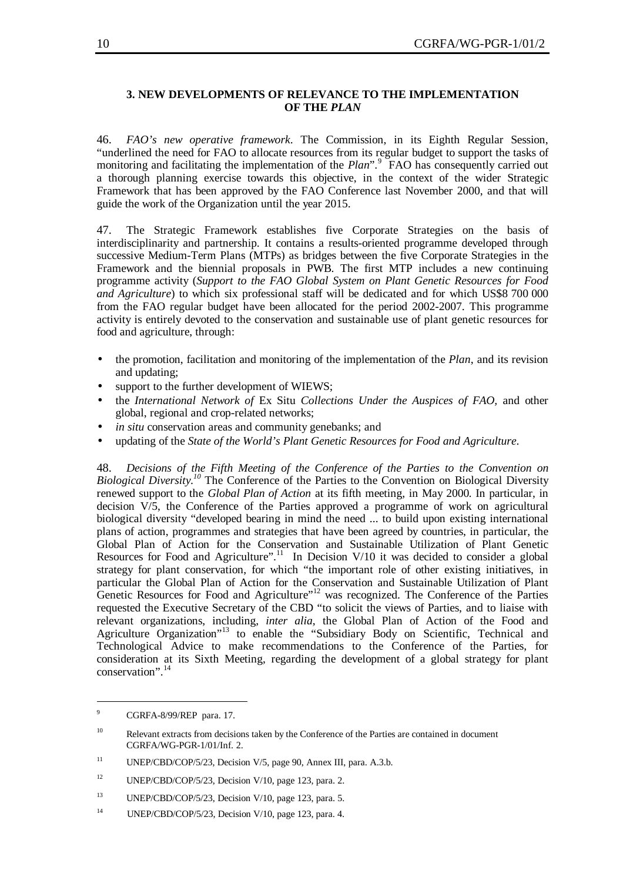## 3. NEW DEVELOPMENTS OF RELEVANCE TO THE IMPLEMENTATION OF THE *PLAN*

46. *FAO's new operative framework*. The Commission, in its Eighth Regular Session, "underlined the need for FAO to allocate resources from its regular budget to support the tasks of monitoring and facilitating the implementation of the *Plan*".[9] FAO has consequently carried out a thorough planning exercise towards this objective, in the context of the wider Strategic Framework that has been approved by the FAO Conference last November 2000, and that will guide the work of the Organization until the year 2015.

47. The Strategic Framework establishes five Corporate Strategies on the basis of interdisciplinarity and partnership. It contains a results-oriented programme developed through successive Medium-Term Plans (MTPs) as bridges between the five Corporate Strategies in the Framework and the biennial proposals in PWB. The first MTP includes a new continuing programme activity (*Support to the FAO Global System on Plant Genetic Resources for Food and Agriculture*) to which six professional staff will be dedicated and for which US$8 700 000 from the FAO regular budget have been allocated for the period 2002-2007. This programme activity is entirely devoted to the conservation and sustainable use of plant genetic resources for food and agriculture, through:

- the promotion, facilitation and monitoring of the implementation of the *Plan*, and its revision and updating;
- support to the further development of WIEWS;
- the *International Network of* Ex Situ *Collections Under the Auspices of FAO,* and other global, regional and crop-related networks;
- *in situ* conservation areas and community genebanks; and
- updating of the *State of the World's Plant Genetic Resources for Food and Agriculture*.

48. *Decisions of the Fifth Meeting of the Conference of the Parties to the Convention on Biological Diversity.*[10] The Conference of the Parties to the Convention on Biological Diversity renewed support to the *Global Plan of Action* at its fifth meeting, in May 2000. In particular, in decision V/5, the Conference of the Parties approved a programme of work on agricultural biological diversity "developed bearing in mind the need ... to build upon existing international plans of action, programmes and strategies that have been agreed by countries, in particular, the Global Plan of Action for the Conservation and Sustainable Utilization of Plant Genetic Resources for Food and Agriculture".[11] In Decision V/10 it was decided to consider a global strategy for plant conservation, for which "the important role of other existing initiatives, in particular the Global Plan of Action for the Conservation and Sustainable Utilization of Plant Genetic Resources for Food and Agriculture"[12] was recognized. The Conference of the Parties requested the Executive Secretary of the CBD "to solicit the views of Parties, and to liaise with relevant organizations, including, *inter alia*, the Global Plan of Action of the Food and Agriculture Organization"[13] to enable the "Subsidiary Body on Scientific, Technical and Technological Advice to make recommendations to the Conference of the Parties, for consideration at its Sixth Meeting, regarding the development of a global strategy for plant conservation".[14]

---

[9] CGRFA-8/99/REP para. 17.

[10] Relevant extracts from decisions taken by the Conference of the Parties are contained in document CGRFA/WG-PGR-1/01/Inf. 2.

[11] UNEP/CBD/COP/5/23, Decision V/5, page 90, Annex III, para. A.3.b.

[12] UNEP/CBD/COP/5/23, Decision V/10, page 123, para. 2.

[13] UNEP/CBD/COP/5/23, Decision V/10, page 123, para. 5.

[14] UNEP/CBD/COP/5/23, Decision V/10, page 123, para. 4.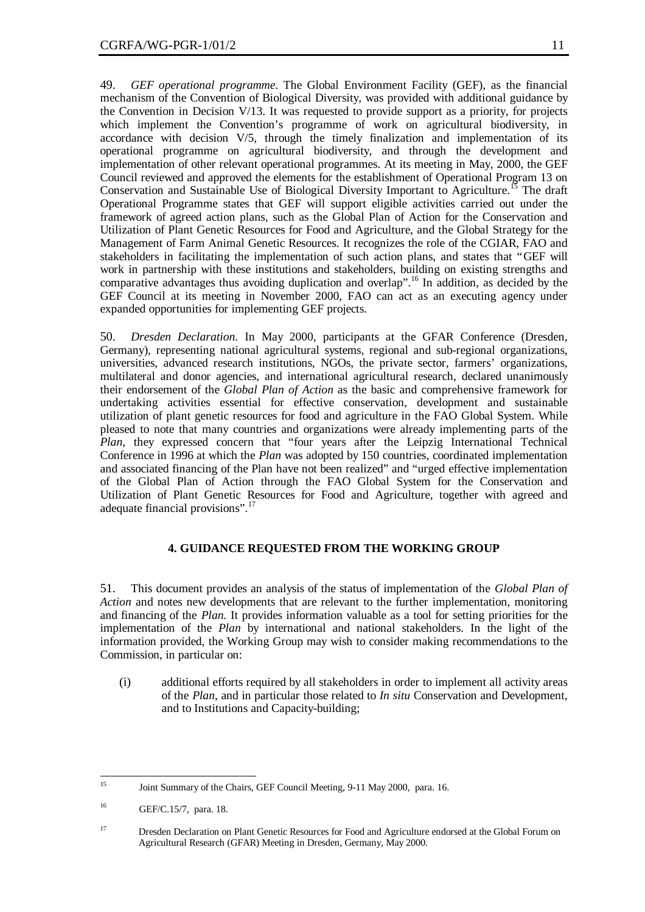49. *GEF operational programme*. The Global Environment Facility (GEF), as the financial mechanism of the Convention of Biological Diversity, was provided with additional guidance by the Convention in Decision V/13. It was requested to provide support as a priority, for projects which implement the Convention's programme of work on agricultural biodiversity, in accordance with decision V/5, through the timely finalization and implementation of its operational programme on agricultural biodiversity, and through the development and implementation of other relevant operational programmes. At its meeting in May, 2000, the GEF Council reviewed and approved the elements for the establishment of Operational Program 13 on Conservation and Sustainable Use of Biological Diversity Important to Agriculture.[15] The draft Operational Programme states that GEF will support eligible activities carried out under the framework of agreed action plans, such as the Global Plan of Action for the Conservation and Utilization of Plant Genetic Resources for Food and Agriculture, and the Global Strategy for the Management of Farm Animal Genetic Resources. It recognizes the role of the CGIAR, FAO and stakeholders in facilitating the implementation of such action plans, and states that "GEF will work in partnership with these institutions and stakeholders, building on existing strengths and comparative advantages thus avoiding duplication and overlap".[16] In addition, as decided by the GEF Council at its meeting in November 2000, FAO can act as an executing agency under expanded opportunities for implementing GEF projects.

50. *Dresden Declaration*. In May 2000, participants at the GFAR Conference (Dresden, Germany), representing national agricultural systems, regional and sub-regional organizations, universities, advanced research institutions, NGOs, the private sector, farmers' organizations, multilateral and donor agencies, and international agricultural research, declared unanimously their endorsement of the *Global Plan of Action* as the basic and comprehensive framework for undertaking activities essential for effective conservation, development and sustainable utilization of plant genetic resources for food and agriculture in the FAO Global System. While pleased to note that many countries and organizations were already implementing parts of the *Plan*, they expressed concern that "four years after the Leipzig International Technical Conference in 1996 at which the *Plan* was adopted by 150 countries, coordinated implementation and associated financing of the Plan have not been realized" and "urged effective implementation of the Global Plan of Action through the FAO Global System for the Conservation and Utilization of Plant Genetic Resources for Food and Agriculture, together with agreed and adequate financial provisions".[17]

## 4. GUIDANCE REQUESTED FROM THE WORKING GROUP

51. This document provides an analysis of the status of implementation of the *Global Plan of Action* and notes new developments that are relevant to the further implementation, monitoring and financing of the *Plan.* It provides information valuable as a tool for setting priorities for the implementation of the *Plan* by international and national stakeholders. In the light of the information provided, the Working Group may wish to consider making recommendations to the Commission, in particular on:

(i) additional efforts required by all stakeholders in order to implement all activity areas of the *Plan*, and in particular those related to *In situ* Conservation and Development, and to Institutions and Capacity-building;

---

[15] Joint Summary of the Chairs, GEF Council Meeting, 9-11 May 2000, para. 16.

[16] GEF/C.15/7, para. 18.

[17] Dresden Declaration on Plant Genetic Resources for Food and Agriculture endorsed at the Global Forum on Agricultural Research (GFAR) Meeting in Dresden, Germany, May 2000.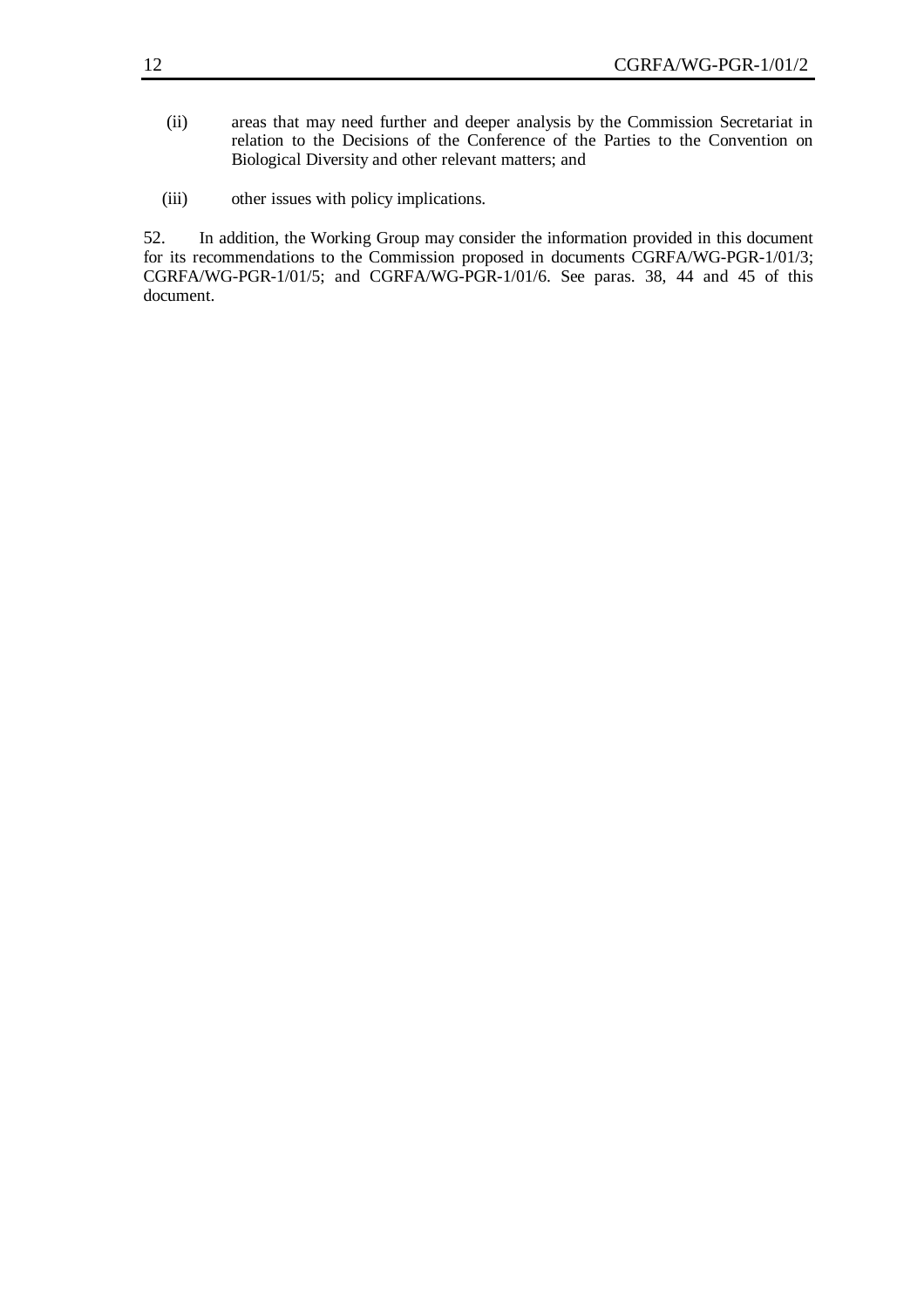(ii) areas that may need further and deeper analysis by the Commission Secretariat in relation to the Decisions of the Conference of the Parties to the Convention on Biological Diversity and other relevant matters; and

(iii) other issues with policy implications.

52. In addition, the Working Group may consider the information provided in this document for its recommendations to the Commission proposed in documents CGRFA/WG-PGR-1/01/3; CGRFA/WG-PGR-1/01/5; and CGRFA/WG-PGR-1/01/6. See paras. 38, 44 and 45 of this document.